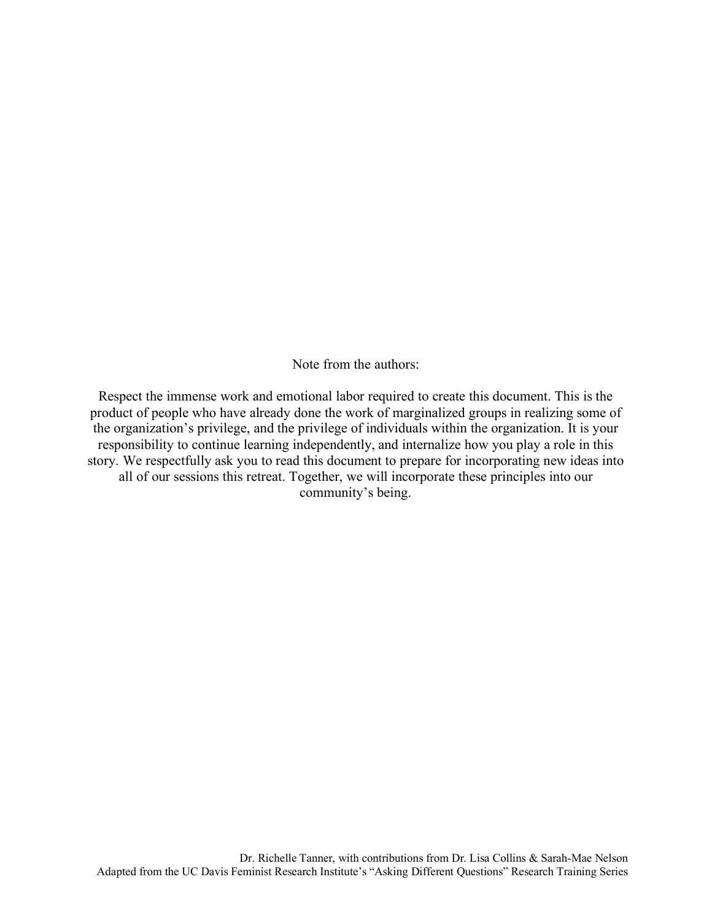Note from the authors:

Respect the immense work and emotional labor required to create this document. This is the product of people who have already done the work of marginalized groups in realizing some of the organization's privilege, and the privilege of individuals within the organization. It is your responsibility to continue learning independently, and internalize how you play a role in this story. We respectfully ask you to read this document to prepare for incorporating new ideas into all of our sessions this retreat. Together, we will incorporate these principles into our community's being.

Dr. Richelle Tanner, with contributions from Dr. Lisa Collins & Sarah-Mae Nelson
Adapted from the UC Davis Feminist Research Institute's "Asking Different Questions" Research Training Series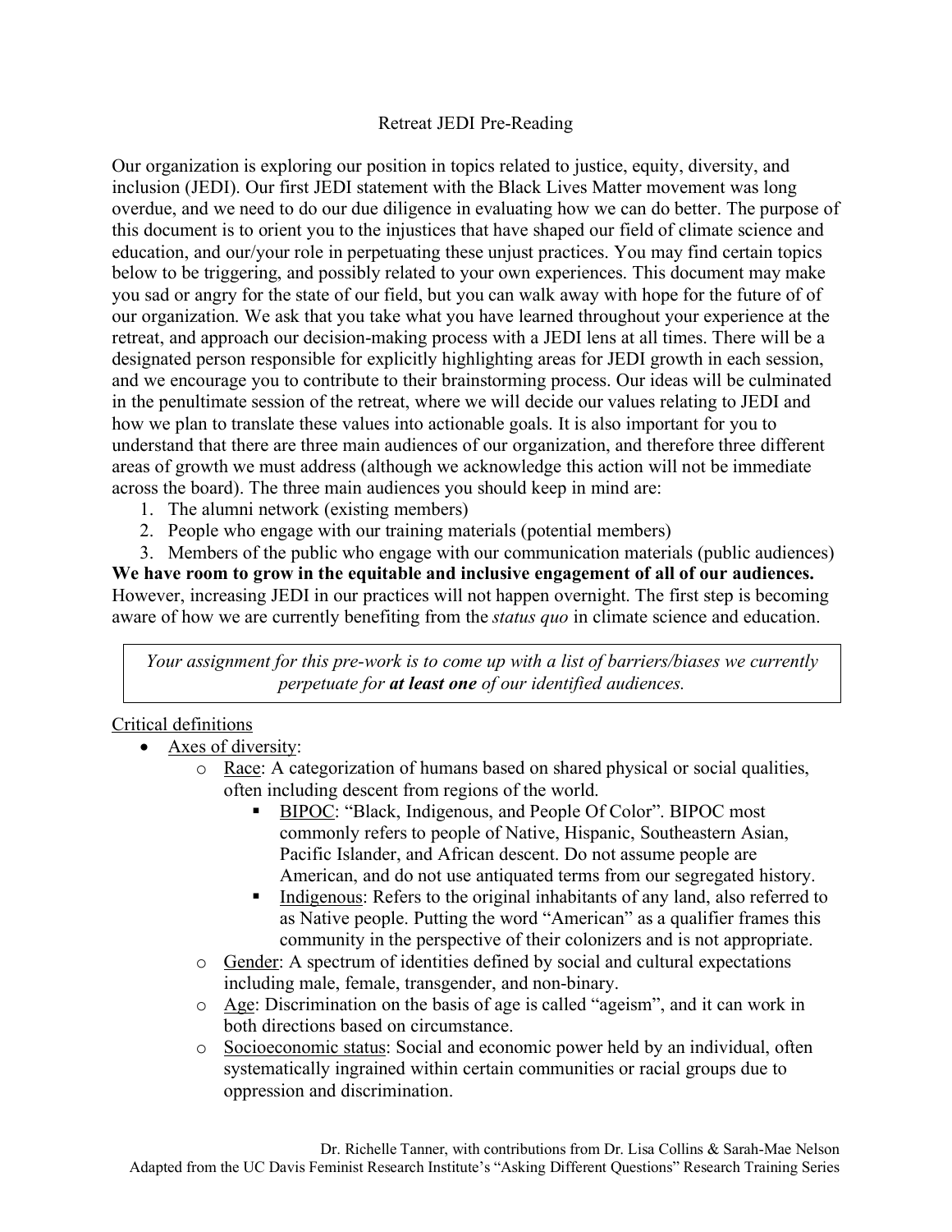Retreat JEDI Pre-Reading

Our organization is exploring our position in topics related to justice, equity, diversity, and inclusion (JEDI). Our first JEDI statement with the Black Lives Matter movement was long overdue, and we need to do our due diligence in evaluating how we can do better. The purpose of this document is to orient you to the injustices that have shaped our field of climate science and education, and our/your role in perpetuating these unjust practices. You may find certain topics below to be triggering, and possibly related to your own experiences. This document may make you sad or angry for the state of our field, but you can walk away with hope for the future of of our organization. We ask that you take what you have learned throughout your experience at the retreat, and approach our decision-making process with a JEDI lens at all times. There will be a designated person responsible for explicitly highlighting areas for JEDI growth in each session, and we encourage you to contribute to their brainstorming process. Our ideas will be culminated in the penultimate session of the retreat, where we will decide our values relating to JEDI and how we plan to translate these values into actionable goals. It is also important for you to understand that there are three main audiences of our organization, and therefore three different areas of growth we must address (although we acknowledge this action will not be immediate across the board). The three main audiences you should keep in mind are:

1. The alumni network (existing members)
2. People who engage with our training materials (potential members)
3. Members of the public who engage with our communication materials (public audiences)

**We have room to grow in the equitable and inclusive engagement of all of our audiences.** However, increasing JEDI in our practices will not happen overnight. The first step is becoming aware of how we are currently benefiting from the *status quo* in climate science and education.

> *Your assignment for this pre-work is to come up with a list of barriers/biases we currently perpetuate for **at least one** of our identified audiences.*

Critical definitions

- Axes of diversity:
  - Race: A categorization of humans based on shared physical or social qualities, often including descent from regions of the world.
    - BIPOC: "Black, Indigenous, and People Of Color". BIPOC most commonly refers to people of Native, Hispanic, Southeastern Asian, Pacific Islander, and African descent. Do not assume people are American, and do not use antiquated terms from our segregated history.
    - Indigenous: Refers to the original inhabitants of any land, also referred to as Native people. Putting the word "American" as a qualifier frames this community in the perspective of their colonizers and is not appropriate.
  - Gender: A spectrum of identities defined by social and cultural expectations including male, female, transgender, and non-binary.
  - Age: Discrimination on the basis of age is called "ageism", and it can work in both directions based on circumstance.
  - Socioeconomic status: Social and economic power held by an individual, often systematically ingrained within certain communities or racial groups due to oppression and discrimination.

Dr. Richelle Tanner, with contributions from Dr. Lisa Collins & Sarah-Mae Nelson
Adapted from the UC Davis Feminist Research Institute's "Asking Different Questions" Research Training Series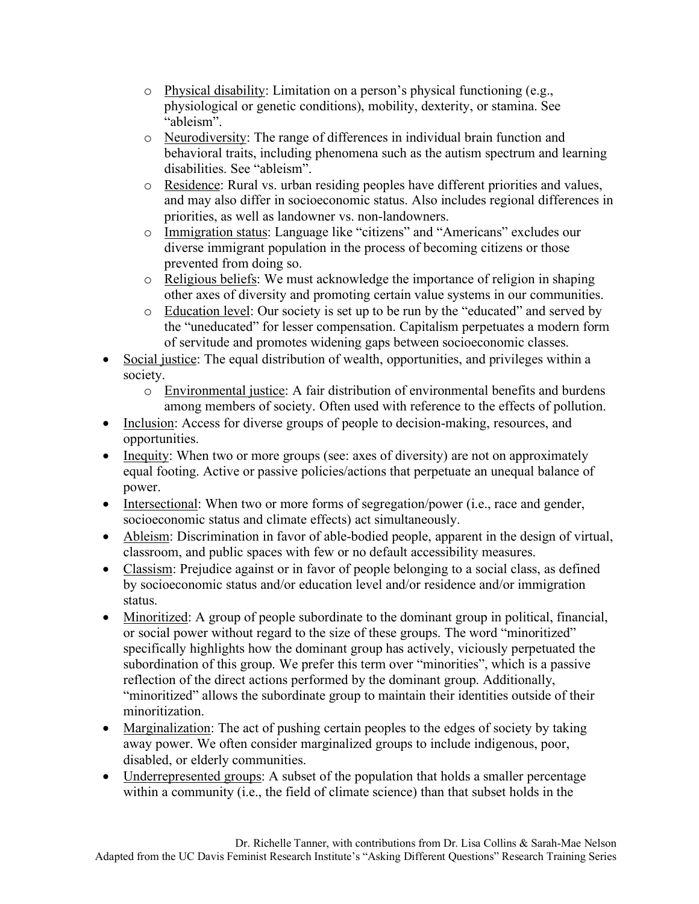- Physical disability: Limitation on a person's physical functioning (e.g., physiological or genetic conditions), mobility, dexterity, or stamina. See "ableism".
  - Neurodiversity: The range of differences in individual brain function and behavioral traits, including phenomena such as the autism spectrum and learning disabilities. See "ableism".
  - Residence: Rural vs. urban residing peoples have different priorities and values, and may also differ in socioeconomic status. Also includes regional differences in priorities, as well as landowner vs. non-landowners.
  - Immigration status: Language like "citizens" and "Americans" excludes our diverse immigrant population in the process of becoming citizens or those prevented from doing so.
  - Religious beliefs: We must acknowledge the importance of religion in shaping other axes of diversity and promoting certain value systems in our communities.
  - Education level: Our society is set up to be run by the "educated" and served by the "uneducated" for lesser compensation. Capitalism perpetuates a modern form of servitude and promotes widening gaps between socioeconomic classes.
- Social justice: The equal distribution of wealth, opportunities, and privileges within a society.
  - Environmental justice: A fair distribution of environmental benefits and burdens among members of society. Often used with reference to the effects of pollution.
- Inclusion: Access for diverse groups of people to decision-making, resources, and opportunities.
- Inequity: When two or more groups (see: axes of diversity) are not on approximately equal footing. Active or passive policies/actions that perpetuate an unequal balance of power.
- Intersectional: When two or more forms of segregation/power (i.e., race and gender, socioeconomic status and climate effects) act simultaneously.
- Ableism: Discrimination in favor of able-bodied people, apparent in the design of virtual, classroom, and public spaces with few or no default accessibility measures.
- Classism: Prejudice against or in favor of people belonging to a social class, as defined by socioeconomic status and/or education level and/or residence and/or immigration status.
- Minoritized: A group of people subordinate to the dominant group in political, financial, or social power without regard to the size of these groups. The word "minoritized" specifically highlights how the dominant group has actively, viciously perpetuated the subordination of this group. We prefer this term over "minorities", which is a passive reflection of the direct actions performed by the dominant group. Additionally, "minoritized" allows the subordinate group to maintain their identities outside of their minoritization.
- Marginalization: The act of pushing certain peoples to the edges of society by taking away power. We often consider marginalized groups to include indigenous, poor, disabled, or elderly communities.
- Underrepresented groups: A subset of the population that holds a smaller percentage within a community (i.e., the field of climate science) than that subset holds in the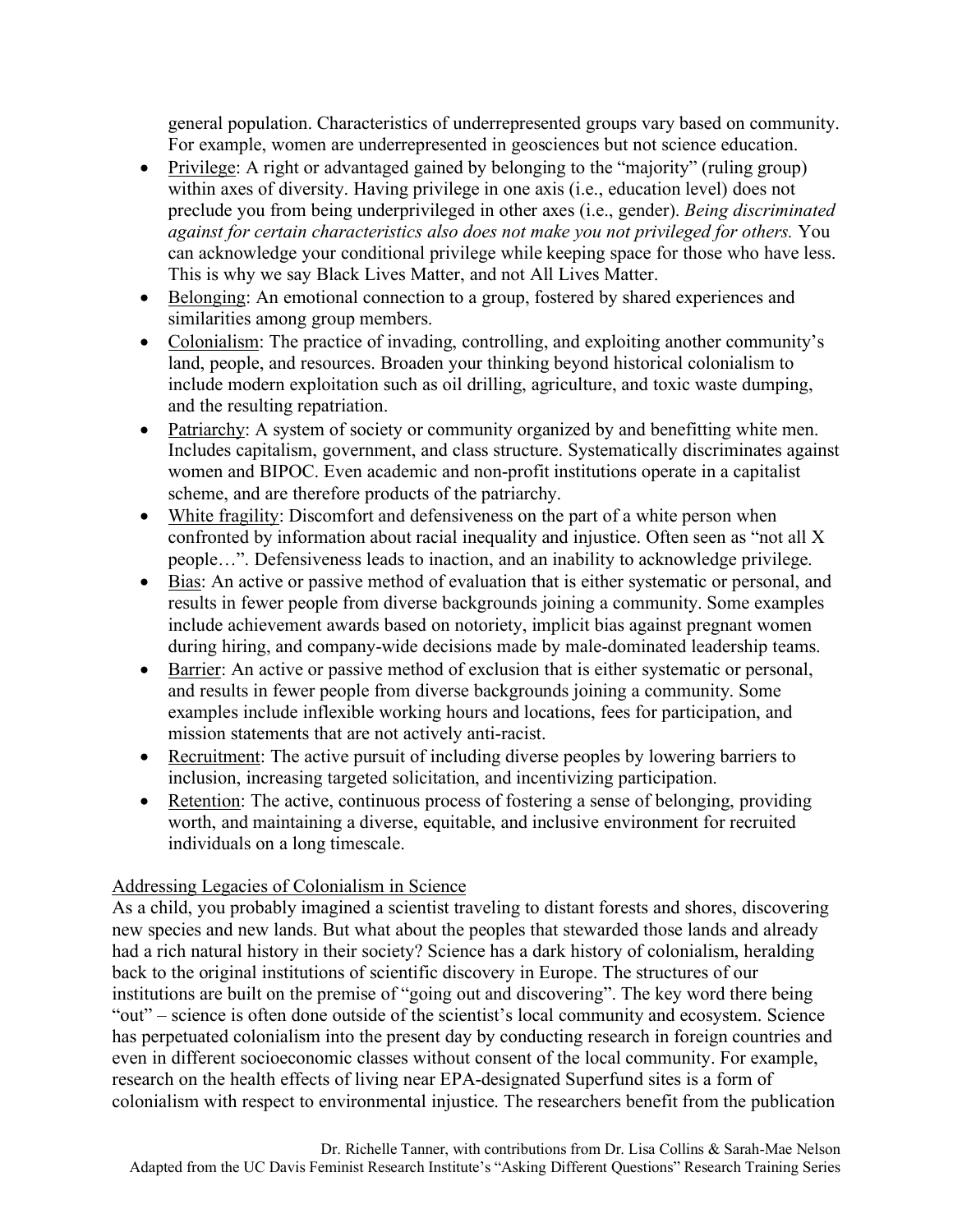general population. Characteristics of underrepresented groups vary based on community. For example, women are underrepresented in geosciences but not science education.

- Privilege: A right or advantaged gained by belonging to the "majority" (ruling group) within axes of diversity. Having privilege in one axis (i.e., education level) does not preclude you from being underprivileged in other axes (i.e., gender). *Being discriminated against for certain characteristics also does not make you not privileged for others.* You can acknowledge your conditional privilege while keeping space for those who have less. This is why we say Black Lives Matter, and not All Lives Matter.
- Belonging: An emotional connection to a group, fostered by shared experiences and similarities among group members.
- Colonialism: The practice of invading, controlling, and exploiting another community's land, people, and resources. Broaden your thinking beyond historical colonialism to include modern exploitation such as oil drilling, agriculture, and toxic waste dumping, and the resulting repatriation.
- Patriarchy: A system of society or community organized by and benefitting white men. Includes capitalism, government, and class structure. Systematically discriminates against women and BIPOC. Even academic and non-profit institutions operate in a capitalist scheme, and are therefore products of the patriarchy.
- White fragility: Discomfort and defensiveness on the part of a white person when confronted by information about racial inequality and injustice. Often seen as "not all X people…". Defensiveness leads to inaction, and an inability to acknowledge privilege.
- Bias: An active or passive method of evaluation that is either systematic or personal, and results in fewer people from diverse backgrounds joining a community. Some examples include achievement awards based on notoriety, implicit bias against pregnant women during hiring, and company-wide decisions made by male-dominated leadership teams.
- Barrier: An active or passive method of exclusion that is either systematic or personal, and results in fewer people from diverse backgrounds joining a community. Some examples include inflexible working hours and locations, fees for participation, and mission statements that are not actively anti-racist.
- Recruitment: The active pursuit of including diverse peoples by lowering barriers to inclusion, increasing targeted solicitation, and incentivizing participation.
- Retention: The active, continuous process of fostering a sense of belonging, providing worth, and maintaining a diverse, equitable, and inclusive environment for recruited individuals on a long timescale.

## Addressing Legacies of Colonialism in Science

As a child, you probably imagined a scientist traveling to distant forests and shores, discovering new species and new lands. But what about the peoples that stewarded those lands and already had a rich natural history in their society? Science has a dark history of colonialism, heralding back to the original institutions of scientific discovery in Europe. The structures of our institutions are built on the premise of "going out and discovering". The key word there being "out" – science is often done outside of the scientist's local community and ecosystem. Science has perpetuated colonialism into the present day by conducting research in foreign countries and even in different socioeconomic classes without consent of the local community. For example, research on the health effects of living near EPA-designated Superfund sites is a form of colonialism with respect to environmental injustice. The researchers benefit from the publication

Dr. Richelle Tanner, with contributions from Dr. Lisa Collins & Sarah-Mae Nelson
Adapted from the UC Davis Feminist Research Institute's "Asking Different Questions" Research Training Series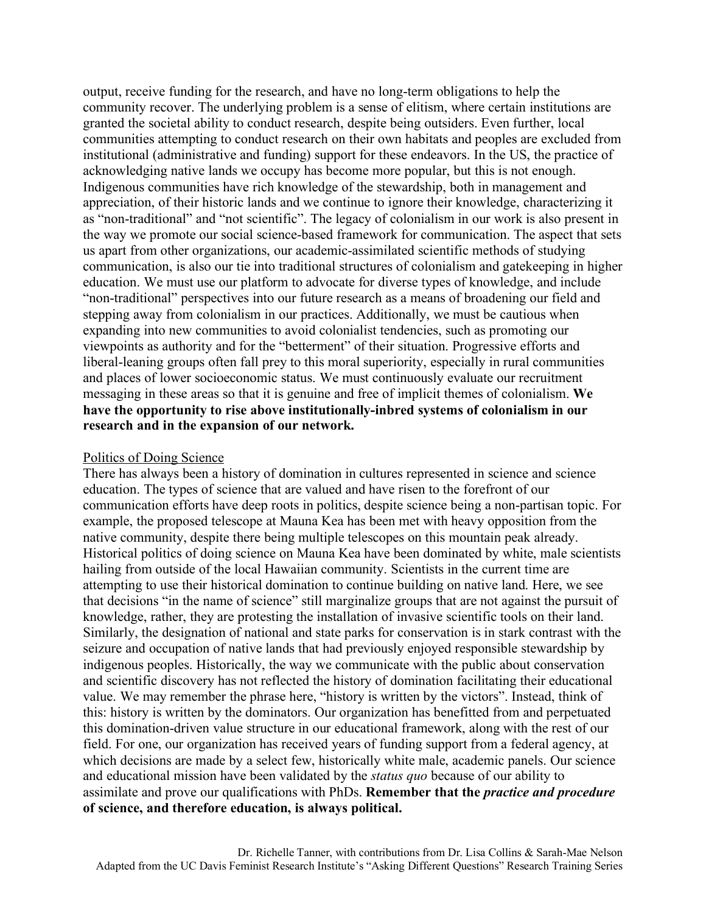output, receive funding for the research, and have no long-term obligations to help the community recover. The underlying problem is a sense of elitism, where certain institutions are granted the societal ability to conduct research, despite being outsiders. Even further, local communities attempting to conduct research on their own habitats and peoples are excluded from institutional (administrative and funding) support for these endeavors. In the US, the practice of acknowledging native lands we occupy has become more popular, but this is not enough. Indigenous communities have rich knowledge of the stewardship, both in management and appreciation, of their historic lands and we continue to ignore their knowledge, characterizing it as "non-traditional" and "not scientific". The legacy of colonialism in our work is also present in the way we promote our social science-based framework for communication. The aspect that sets us apart from other organizations, our academic-assimilated scientific methods of studying communication, is also our tie into traditional structures of colonialism and gatekeeping in higher education. We must use our platform to advocate for diverse types of knowledge, and include "non-traditional" perspectives into our future research as a means of broadening our field and stepping away from colonialism in our practices. Additionally, we must be cautious when expanding into new communities to avoid colonialist tendencies, such as promoting our viewpoints as authority and for the "betterment" of their situation. Progressive efforts and liberal-leaning groups often fall prey to this moral superiority, especially in rural communities and places of lower socioeconomic status. We must continuously evaluate our recruitment messaging in these areas so that it is genuine and free of implicit themes of colonialism. **We have the opportunity to rise above institutionally-inbred systems of colonialism in our research and in the expansion of our network.**

<u>Politics of Doing Science</u>

There has always been a history of domination in cultures represented in science and science education. The types of science that are valued and have risen to the forefront of our communication efforts have deep roots in politics, despite science being a non-partisan topic. For example, the proposed telescope at Mauna Kea has been met with heavy opposition from the native community, despite there being multiple telescopes on this mountain peak already. Historical politics of doing science on Mauna Kea have been dominated by white, male scientists hailing from outside of the local Hawaiian community. Scientists in the current time are attempting to use their historical domination to continue building on native land. Here, we see that decisions "in the name of science" still marginalize groups that are not against the pursuit of knowledge, rather, they are protesting the installation of invasive scientific tools on their land. Similarly, the designation of national and state parks for conservation is in stark contrast with the seizure and occupation of native lands that had previously enjoyed responsible stewardship by indigenous peoples. Historically, the way we communicate with the public about conservation and scientific discovery has not reflected the history of domination facilitating their educational value. We may remember the phrase here, "history is written by the victors". Instead, think of this: history is written by the dominators. Our organization has benefitted from and perpetuated this domination-driven value structure in our educational framework, along with the rest of our field. For one, our organization has received years of funding support from a federal agency, at which decisions are made by a select few, historically white male, academic panels. Our science and educational mission have been validated by the *status quo* because of our ability to assimilate and prove our qualifications with PhDs. **Remember that the *practice and procedure* of science, and therefore education, is always political.**

Dr. Richelle Tanner, with contributions from Dr. Lisa Collins & Sarah-Mae Nelson
Adapted from the UC Davis Feminist Research Institute's "Asking Different Questions" Research Training Series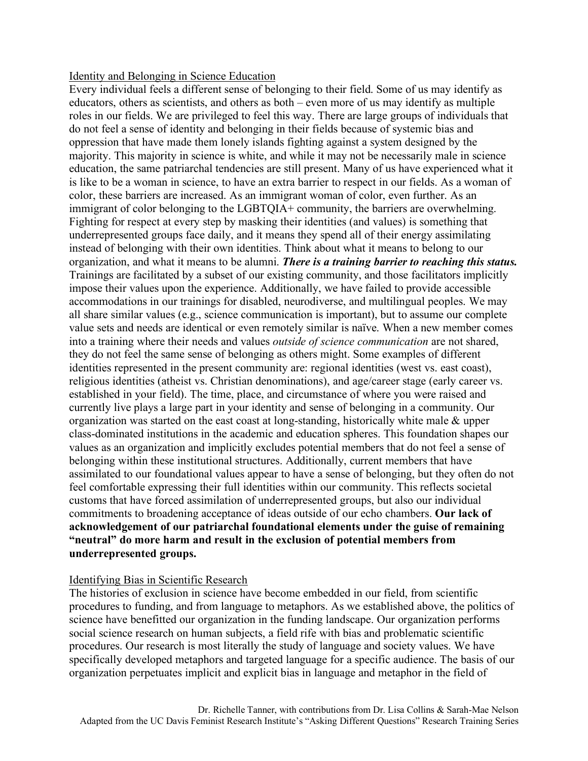<u>Identity and Belonging in Science Education</u>

Every individual feels a different sense of belonging to their field. Some of us may identify as educators, others as scientists, and others as both – even more of us may identify as multiple roles in our fields. We are privileged to feel this way. There are large groups of individuals that do not feel a sense of identity and belonging in their fields because of systemic bias and oppression that have made them lonely islands fighting against a system designed by the majority. This majority in science is white, and while it may not be necessarily male in science education, the same patriarchal tendencies are still present. Many of us have experienced what it is like to be a woman in science, to have an extra barrier to respect in our fields. As a woman of color, these barriers are increased. As an immigrant woman of color, even further. As an immigrant of color belonging to the LGBTQIA+ community, the barriers are overwhelming. Fighting for respect at every step by masking their identities (and values) is something that underrepresented groups face daily, and it means they spend all of their energy assimilating instead of belonging with their own identities. Think about what it means to belong to our organization, and what it means to be alumni. ***There is a training barrier to reaching this status.*** Trainings are facilitated by a subset of our existing community, and those facilitators implicitly impose their values upon the experience. Additionally, we have failed to provide accessible accommodations in our trainings for disabled, neurodiverse, and multilingual peoples. We may all share similar values (e.g., science communication is important), but to assume our complete value sets and needs are identical or even remotely similar is naïve. When a new member comes into a training where their needs and values *outside of science communication* are not shared, they do not feel the same sense of belonging as others might. Some examples of different identities represented in the present community are: regional identities (west vs. east coast), religious identities (atheist vs. Christian denominations), and age/career stage (early career vs. established in your field). The time, place, and circumstance of where you were raised and currently live plays a large part in your identity and sense of belonging in a community. Our organization was started on the east coast at long-standing, historically white male & upper class-dominated institutions in the academic and education spheres. This foundation shapes our values as an organization and implicitly excludes potential members that do not feel a sense of belonging within these institutional structures. Additionally, current members that have assimilated to our foundational values appear to have a sense of belonging, but they often do not feel comfortable expressing their full identities within our community. This reflects societal customs that have forced assimilation of underrepresented groups, but also our individual commitments to broadening acceptance of ideas outside of our echo chambers. **Our lack of acknowledgement of our patriarchal foundational elements under the guise of remaining "neutral" do more harm and result in the exclusion of potential members from underrepresented groups.**

<u>Identifying Bias in Scientific Research</u>

The histories of exclusion in science have become embedded in our field, from scientific procedures to funding, and from language to metaphors. As we established above, the politics of science have benefitted our organization in the funding landscape. Our organization performs social science research on human subjects, a field rife with bias and problematic scientific procedures. Our research is most literally the study of language and society values. We have specifically developed metaphors and targeted language for a specific audience. The basis of our organization perpetuates implicit and explicit bias in language and metaphor in the field of

Dr. Richelle Tanner, with contributions from Dr. Lisa Collins & Sarah-Mae Nelson
Adapted from the UC Davis Feminist Research Institute's "Asking Different Questions" Research Training Series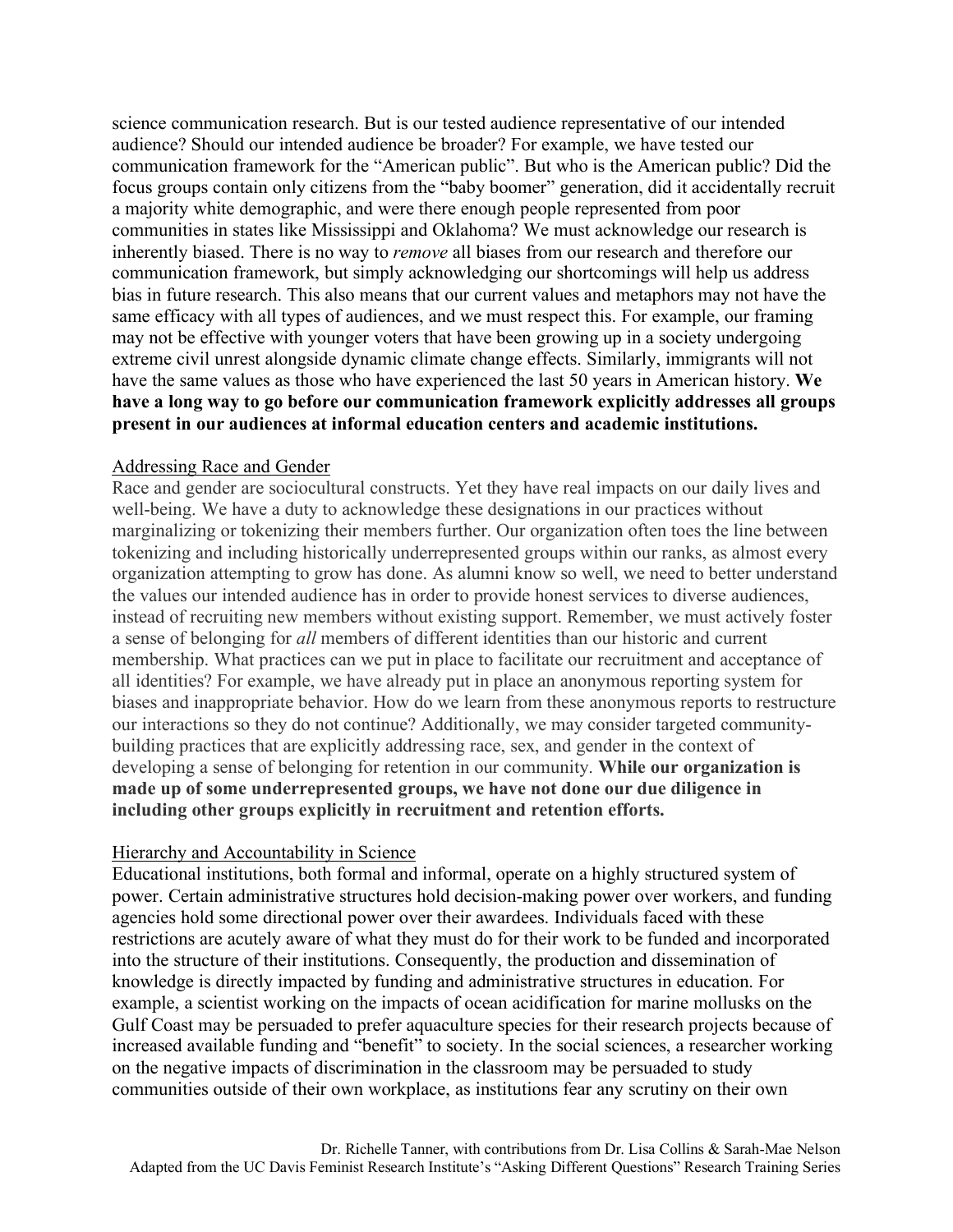science communication research. But is our tested audience representative of our intended audience? Should our intended audience be broader? For example, we have tested our communication framework for the "American public". But who is the American public? Did the focus groups contain only citizens from the "baby boomer" generation, did it accidentally recruit a majority white demographic, and were there enough people represented from poor communities in states like Mississippi and Oklahoma? We must acknowledge our research is inherently biased. There is no way to *remove* all biases from our research and therefore our communication framework, but simply acknowledging our shortcomings will help us address bias in future research. This also means that our current values and metaphors may not have the same efficacy with all types of audiences, and we must respect this. For example, our framing may not be effective with younger voters that have been growing up in a society undergoing extreme civil unrest alongside dynamic climate change effects. Similarly, immigrants will not have the same values as those who have experienced the last 50 years in American history. **We have a long way to go before our communication framework explicitly addresses all groups present in our audiences at informal education centers and academic institutions.**

## Addressing Race and Gender

Race and gender are sociocultural constructs. Yet they have real impacts on our daily lives and well-being. We have a duty to acknowledge these designations in our practices without marginalizing or tokenizing their members further. Our organization often toes the line between tokenizing and including historically underrepresented groups within our ranks, as almost every organization attempting to grow has done. As alumni know so well, we need to better understand the values our intended audience has in order to provide honest services to diverse audiences, instead of recruiting new members without existing support. Remember, we must actively foster a sense of belonging for *all* members of different identities than our historic and current membership. What practices can we put in place to facilitate our recruitment and acceptance of all identities? For example, we have already put in place an anonymous reporting system for biases and inappropriate behavior. How do we learn from these anonymous reports to restructure our interactions so they do not continue? Additionally, we may consider targeted community-building practices that are explicitly addressing race, sex, and gender in the context of developing a sense of belonging for retention in our community. **While our organization is made up of some underrepresented groups, we have not done our due diligence in including other groups explicitly in recruitment and retention efforts.**

## Hierarchy and Accountability in Science

Educational institutions, both formal and informal, operate on a highly structured system of power. Certain administrative structures hold decision-making power over workers, and funding agencies hold some directional power over their awardees. Individuals faced with these restrictions are acutely aware of what they must do for their work to be funded and incorporated into the structure of their institutions. Consequently, the production and dissemination of knowledge is directly impacted by funding and administrative structures in education. For example, a scientist working on the impacts of ocean acidification for marine mollusks on the Gulf Coast may be persuaded to prefer aquaculture species for their research projects because of increased available funding and "benefit" to society. In the social sciences, a researcher working on the negative impacts of discrimination in the classroom may be persuaded to study communities outside of their own workplace, as institutions fear any scrutiny on their own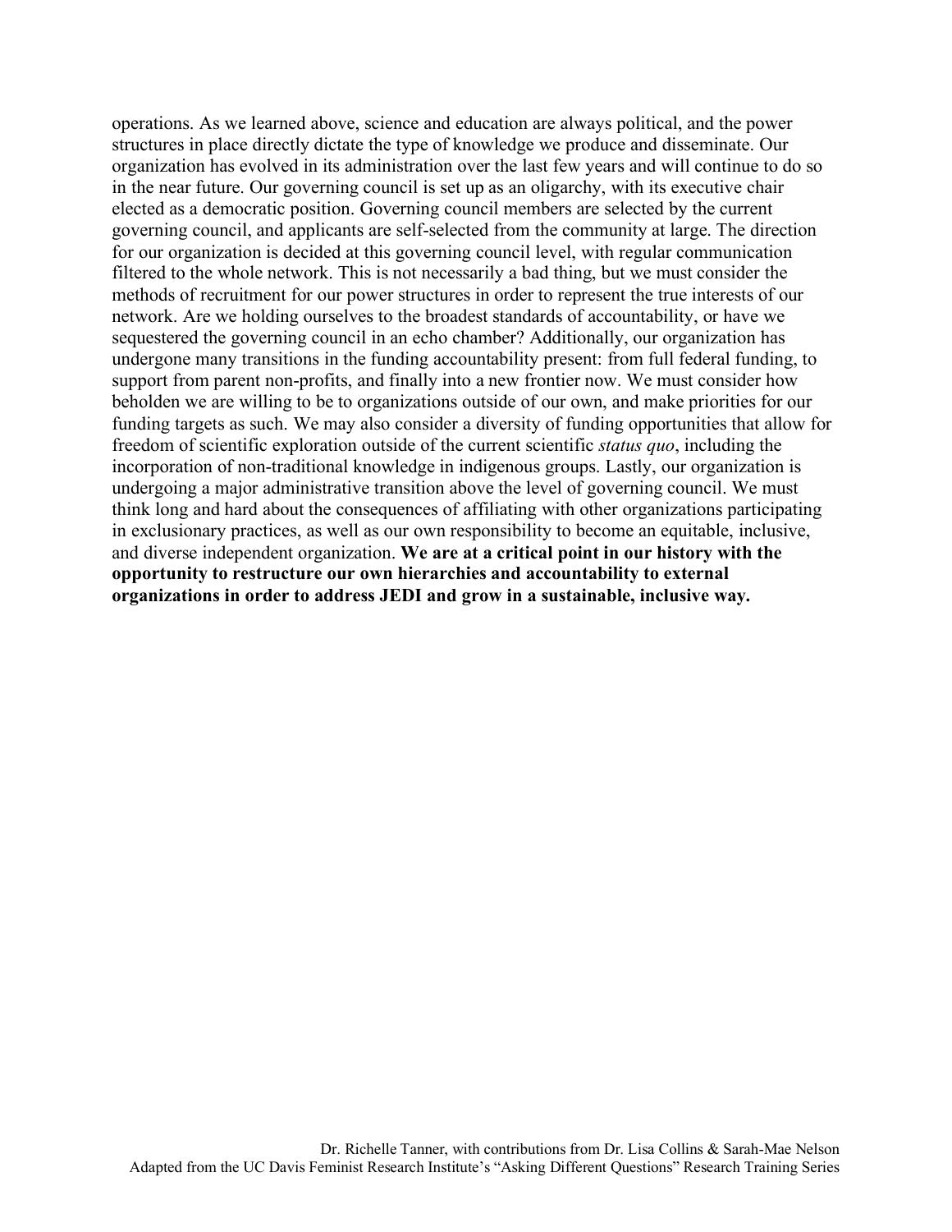operations. As we learned above, science and education are always political, and the power structures in place directly dictate the type of knowledge we produce and disseminate. Our organization has evolved in its administration over the last few years and will continue to do so in the near future. Our governing council is set up as an oligarchy, with its executive chair elected as a democratic position. Governing council members are selected by the current governing council, and applicants are self-selected from the community at large. The direction for our organization is decided at this governing council level, with regular communication filtered to the whole network. This is not necessarily a bad thing, but we must consider the methods of recruitment for our power structures in order to represent the true interests of our network. Are we holding ourselves to the broadest standards of accountability, or have we sequestered the governing council in an echo chamber? Additionally, our organization has undergone many transitions in the funding accountability present: from full federal funding, to support from parent non-profits, and finally into a new frontier now. We must consider how beholden we are willing to be to organizations outside of our own, and make priorities for our funding targets as such. We may also consider a diversity of funding opportunities that allow for freedom of scientific exploration outside of the current scientific *status quo*, including the incorporation of non-traditional knowledge in indigenous groups. Lastly, our organization is undergoing a major administrative transition above the level of governing council. We must think long and hard about the consequences of affiliating with other organizations participating in exclusionary practices, as well as our own responsibility to become an equitable, inclusive, and diverse independent organization. **We are at a critical point in our history with the opportunity to restructure our own hierarchies and accountability to external organizations in order to address JEDI and grow in a sustainable, inclusive way.**

Dr. Richelle Tanner, with contributions from Dr. Lisa Collins & Sarah-Mae Nelson
Adapted from the UC Davis Feminist Research Institute's "Asking Different Questions" Research Training Series